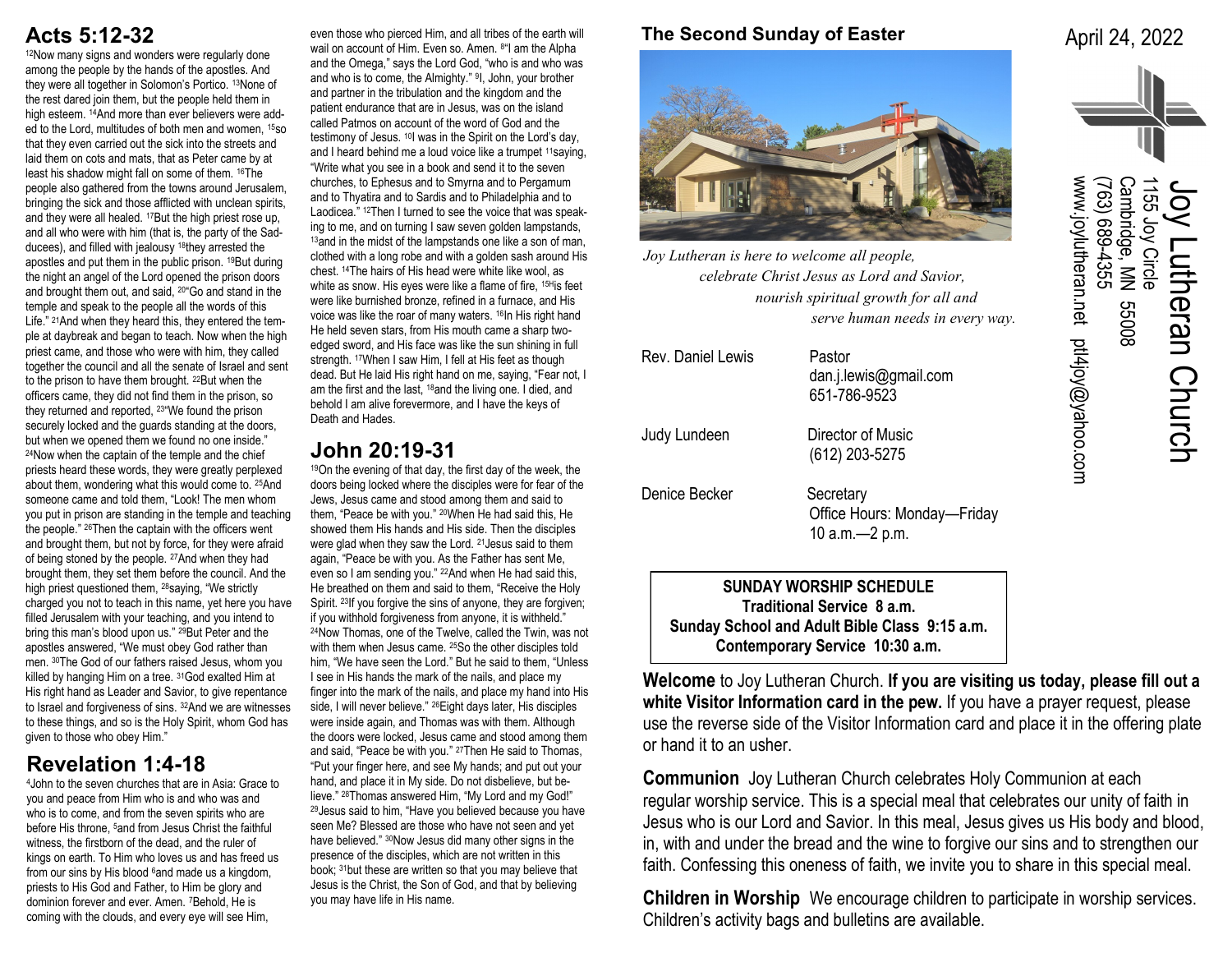## Acts 5:12-32

[12]Now many signs and wonders were regularly done among the people by the hands of the apostles. And they were all together in Solomon's Portico. [13]None of the rest dared join them, but the people held them in high esteem. [14]And more than ever believers were added to the Lord, multitudes of both men and women, [15]so that they even carried out the sick into the streets and laid them on cots and mats, that as Peter came by at least his shadow might fall on some of them. [16]The people also gathered from the towns around Jerusalem, bringing the sick and those afflicted with unclean spirits, and they were all healed. [17]But the high priest rose up, and all who were with him (that is, the party of the Sadducees), and filled with jealousy [18]they arrested the apostles and put them in the public prison. [19]But during the night an angel of the Lord opened the prison doors and brought them out, and said, [20]"Go and stand in the temple and speak to the people all the words of this Life." [21]And when they heard this, they entered the temple at daybreak and began to teach. Now when the high priest came, and those who were with him, they called together the council and all the senate of Israel and sent to the prison to have them brought. [22]But when the officers came, they did not find them in the prison, so they returned and reported, [23]"We found the prison securely locked and the guards standing at the doors, but when we opened them we found no one inside." [24]Now when the captain of the temple and the chief priests heard these words, they were greatly perplexed about them, wondering what this would come to. [25]And someone came and told them, "Look! The men whom you put in prison are standing in the temple and teaching the people." [26]Then the captain with the officers went and brought them, but not by force, for they were afraid of being stoned by the people. [27]And when they had brought them, they set them before the council. And the high priest questioned them, [28]saying, "We strictly charged you not to teach in this name, yet here you have filled Jerusalem with your teaching, and you intend to bring this man's blood upon us." [29]But Peter and the apostles answered, "We must obey God rather than men. [30]The God of our fathers raised Jesus, whom you killed by hanging Him on a tree. [31]God exalted Him at His right hand as Leader and Savior, to give repentance to Israel and forgiveness of sins. [32]And we are witnesses to these things, and so is the Holy Spirit, whom God has given to those who obey Him."

## Revelation 1:4-18

[4]John to the seven churches that are in Asia: Grace to you and peace from Him who is and who was and who is to come, and from the seven spirits who are before His throne, [5]and from Jesus Christ the faithful witness, the firstborn of the dead, and the ruler of kings on earth. To Him who loves us and has freed us from our sins by His blood [6]and made us a kingdom, priests to His God and Father, to Him be glory and dominion forever and ever. Amen. [7]Behold, He is coming with the clouds, and every eye will see Him, even those who pierced Him, and all tribes of the earth will wail on account of Him. Even so. Amen. [8]"I am the Alpha and the Omega," says the Lord God, "who is and who was and who is to come, the Almighty." [9]I, John, your brother and partner in the tribulation and the kingdom and the patient endurance that are in Jesus, was on the island called Patmos on account of the word of God and the testimony of Jesus. [10]I was in the Spirit on the Lord's day, and I heard behind me a loud voice like a trumpet [11]saying, "Write what you see in a book and send it to the seven churches, to Ephesus and to Smyrna and to Pergamum and to Thyatira and to Sardis and to Philadelphia and to Laodicea." [12]Then I turned to see the voice that was speaking to me, and on turning I saw seven golden lampstands, [13]and in the midst of the lampstands one like a son of man, clothed with a long robe and with a golden sash around His chest. [14]The hairs of His head were white like wool, as white as snow. His eyes were like a flame of fire, [15]His feet were like burnished bronze, refined in a furnace, and His voice was like the roar of many waters. [16]In His right hand He held seven stars, from His mouth came a sharp two-edged sword, and His face was like the sun shining in full strength. [17]When I saw Him, I fell at His feet as though dead. But He laid His right hand on me, saying, "Fear not, I am the first and the last, [18]and the living one. I died, and behold I am alive forevermore, and I have the keys of Death and Hades.

## John 20:19-31

[19]On the evening of that day, the first day of the week, the doors being locked where the disciples were for fear of the Jews, Jesus came and stood among them and said to them, "Peace be with you." [20]When He had said this, He showed them His hands and His side. Then the disciples were glad when they saw the Lord. [21]Jesus said to them again, "Peace be with you. As the Father has sent Me, even so I am sending you." [22]And when He had said this, He breathed on them and said to them, "Receive the Holy Spirit. [23]If you forgive the sins of anyone, they are forgiven; if you withhold forgiveness from anyone, it is withheld." [24]Now Thomas, one of the Twelve, called the Twin, was not with them when Jesus came. [25]So the other disciples told him, "We have seen the Lord." But he said to them, "Unless I see in His hands the mark of the nails, and place my finger into the mark of the nails, and place my hand into His side, I will never believe." [26]Eight days later, His disciples were inside again, and Thomas was with them. Although the doors were locked, Jesus came and stood among them and said, "Peace be with you." [27]Then He said to Thomas, "Put your finger here, and see My hands; and put out your hand, and place it in My side. Do not disbelieve, but believe." [28]Thomas answered Him, "My Lord and my God!" [29]Jesus said to him, "Have you believed because you have seen Me? Blessed are those who have not seen and yet have believed." [30]Now Jesus did many other signs in the presence of the disciples, which are not written in this book; [31]but these are written so that you may believe that Jesus is the Christ, the Son of God, and that by believing you may have life in His name.

## The Second Sunday of Easter

April 24, 2022

# Joy Lutheran Church

1155 Joy Circle
Cambridge, MN 55008
(763) 689-4355
www.joylutheran.net ptl4joy@yahoo.com

*Joy Lutheran is here to welcome all people, celebrate Christ Jesus as Lord and Savior, nourish spiritual growth for all and serve human needs in every way.*

| | |
|---|---|
| Rev. Daniel Lewis | Pastor<br>dan.j.lewis@gmail.com<br>651-786-9523 |
| Judy Lundeen | Director of Music<br>(612) 203-5275 |
| Denice Becker | Secretary<br>Office Hours: Monday—Friday<br>10 a.m.—2 p.m. |

**SUNDAY WORSHIP SCHEDULE**
**Traditional Service 8 a.m.**
**Sunday School and Adult Bible Class 9:15 a.m.**
**Contemporary Service 10:30 a.m.**

**Welcome** to Joy Lutheran Church. **If you are visiting us today, please fill out a white Visitor Information card in the pew.** If you have a prayer request, please use the reverse side of the Visitor Information card and place it in the offering plate or hand it to an usher.

**Communion** Joy Lutheran Church celebrates Holy Communion at each regular worship service. This is a special meal that celebrates our unity of faith in Jesus who is our Lord and Savior. In this meal, Jesus gives us His body and blood, in, with and under the bread and the wine to forgive our sins and to strengthen our faith. Confessing this oneness of faith, we invite you to share in this special meal.

**Children in Worship** We encourage children to participate in worship services. Children's activity bags and bulletins are available.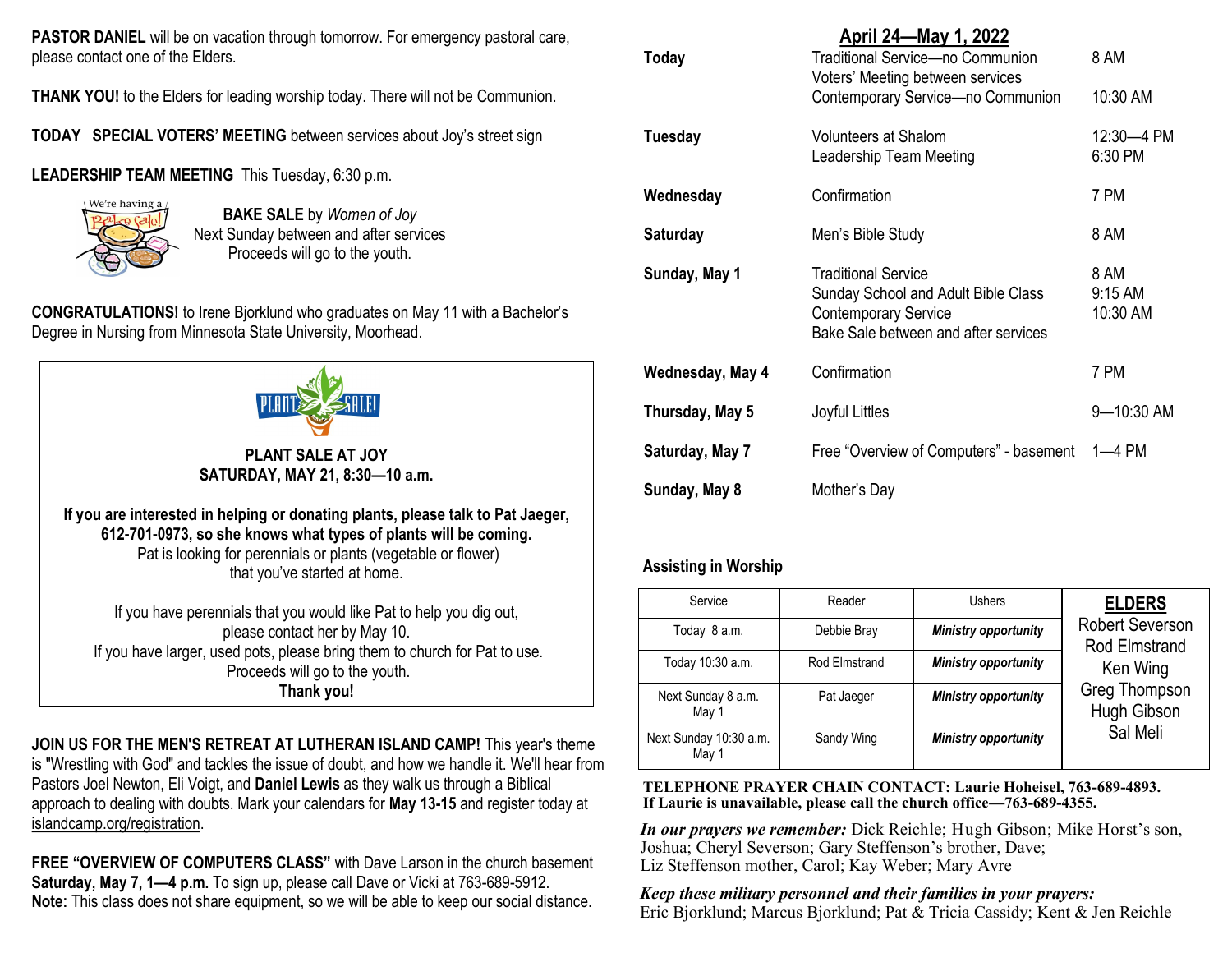**PASTOR DANIEL** will be on vacation through tomorrow. For emergency pastoral care, please contact one of the Elders.

**THANK YOU!** to the Elders for leading worship today. There will not be Communion.

**TODAY SPECIAL VOTERS' MEETING** between services about Joy's street sign

**LEADERSHIP TEAM MEETING** This Tuesday, 6:30 p.m.

**BAKE SALE** by *Women of Joy*
Next Sunday between and after services
Proceeds will go to the youth.

**CONGRATULATIONS!** to Irene Bjorklund who graduates on May 11 with a Bachelor's Degree in Nursing from Minnesota State University, Moorhead.

**PLANT SALE AT JOY**
**SATURDAY, MAY 21, 8:30—10 a.m.**

**If you are interested in helping or donating plants, please talk to Pat Jaeger, 612-701-0973, so she knows what types of plants will be coming.**
Pat is looking for perennials or plants (vegetable or flower) that you've started at home.

If you have perennials that you would like Pat to help you dig out, please contact her by May 10.
If you have larger, used pots, please bring them to church for Pat to use.
Proceeds will go to the youth.
**Thank you!**

**JOIN US FOR THE MEN'S RETREAT AT LUTHERAN ISLAND CAMP!** This year's theme is "Wrestling with God" and tackles the issue of doubt, and how we handle it. We'll hear from Pastors Joel Newton, Eli Voigt, and **Daniel Lewis** as they walk us through a Biblical approach to dealing with doubts. Mark your calendars for **May 13-15** and register today at islandcamp.org/registration.

**FREE "OVERVIEW OF COMPUTERS CLASS"** with Dave Larson in the church basement **Saturday, May 7, 1—4 p.m.** To sign up, please call Dave or Vicki at 763-689-5912.
**Note:** This class does not share equipment, so we will be able to keep our social distance.

## April 24—May 1, 2022

| | | |
|---|---|---|
| **Today** | Traditional Service—no Communion<br>Voters' Meeting between services<br>Contemporary Service—no Communion | 8 AM<br><br>10:30 AM |
| **Tuesday** | Volunteers at Shalom<br>Leadership Team Meeting | 12:30—4 PM<br>6:30 PM |
| **Wednesday** | Confirmation | 7 PM |
| **Saturday** | Men's Bible Study | 8 AM |
| **Sunday, May 1** | Traditional Service<br>Sunday School and Adult Bible Class<br>Contemporary Service<br>Bake Sale between and after services | 8 AM<br>9:15 AM<br>10:30 AM |
| **Wednesday, May 4** | Confirmation | 7 PM |
| **Thursday, May 5** | Joyful Littles | 9—10:30 AM |
| **Saturday, May 7** | Free "Overview of Computers" - basement | 1—4 PM |
| **Sunday, May 8** | Mother's Day | |

### Assisting in Worship

| Service | Reader | Ushers |
|---|---|---|
| Today 8 a.m. | Debbie Bray | ***Ministry opportunity*** |
| Today 10:30 a.m. | Rod Elmstrand | ***Ministry opportunity*** |
| Next Sunday 8 a.m. May 1 | Pat Jaeger | ***Ministry opportunity*** |
| Next Sunday 10:30 a.m. May 1 | Sandy Wing | ***Ministry opportunity*** |

**ELDERS**
Robert Severson
Rod Elmstrand
Ken Wing
Greg Thompson
Hugh Gibson
Sal Meli

**TELEPHONE PRAYER CHAIN CONTACT: Laurie Hoheisel, 763-689-4893. If Laurie is unavailable, please call the church office—763-689-4355.**

***In our prayers we remember:*** Dick Reichle; Hugh Gibson; Mike Horst's son, Joshua; Cheryl Severson; Gary Steffenson's brother, Dave; Liz Steffenson mother, Carol; Kay Weber; Mary Avre

***Keep these military personnel and their families in your prayers:***
Eric Bjorklund; Marcus Bjorklund; Pat & Tricia Cassidy; Kent & Jen Reichle